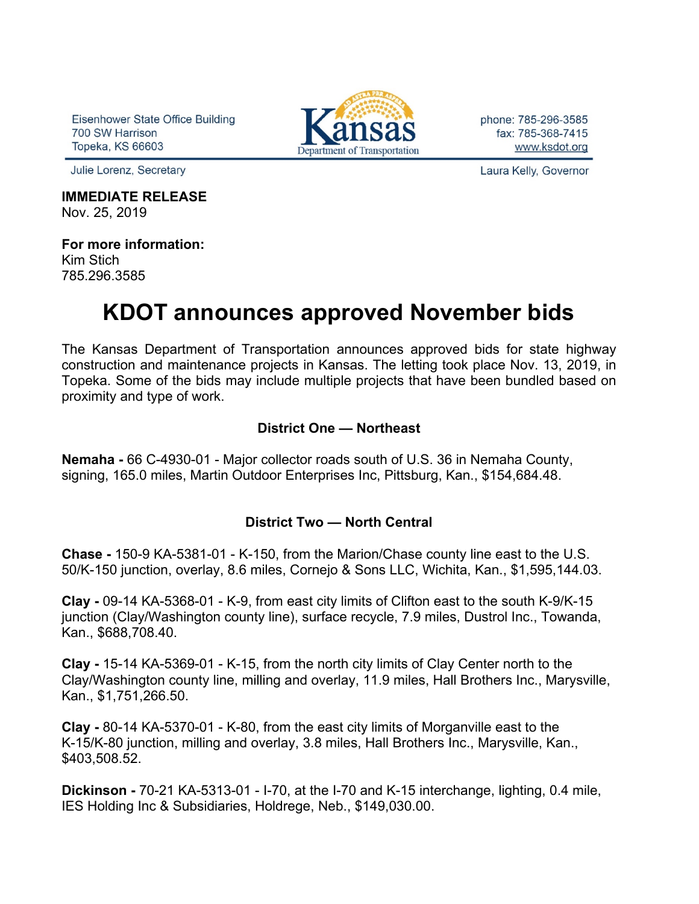Eisenhower State Office Building
700 SW Harrison
Topeka, KS 66603

Kansas Department of Transportation

phone: 785-296-3585
fax: 785-368-7415
www.ksdot.org

Julie Lorenz, Secretary

Laura Kelly, Governor

**IMMEDIATE RELEASE**
Nov. 25, 2019

**For more information:**
Kim Stich
785.296.3585

# KDOT announces approved November bids

The Kansas Department of Transportation announces approved bids for state highway construction and maintenance projects in Kansas. The letting took place Nov. 13, 2019, in Topeka. Some of the bids may include multiple projects that have been bundled based on proximity and type of work.

### District One — Northeast

**Nemaha -** 66 C-4930-01 - Major collector roads south of U.S. 36 in Nemaha County, signing, 165.0 miles, Martin Outdoor Enterprises Inc, Pittsburg, Kan., $154,684.48.

### District Two — North Central

**Chase -** 150-9 KA-5381-01 - K-150, from the Marion/Chase county line east to the U.S. 50/K-150 junction, overlay, 8.6 miles, Cornejo & Sons LLC, Wichita, Kan., $1,595,144.03.

**Clay -** 09-14 KA-5368-01 - K-9, from east city limits of Clifton east to the south K-9/K-15 junction (Clay/Washington county line), surface recycle, 7.9 miles, Dustrol Inc., Towanda, Kan., $688,708.40.

**Clay -** 15-14 KA-5369-01 - K-15, from the north city limits of Clay Center north to the Clay/Washington county line, milling and overlay, 11.9 miles, Hall Brothers Inc., Marysville, Kan., $1,751,266.50.

**Clay -** 80-14 KA-5370-01 - K-80, from the east city limits of Morganville east to the K-15/K-80 junction, milling and overlay, 3.8 miles, Hall Brothers Inc., Marysville, Kan., $403,508.52.

**Dickinson -** 70-21 KA-5313-01 - I-70, at the I-70 and K-15 interchange, lighting, 0.4 mile, IES Holding Inc & Subsidiaries, Holdrege, Neb., $149,030.00.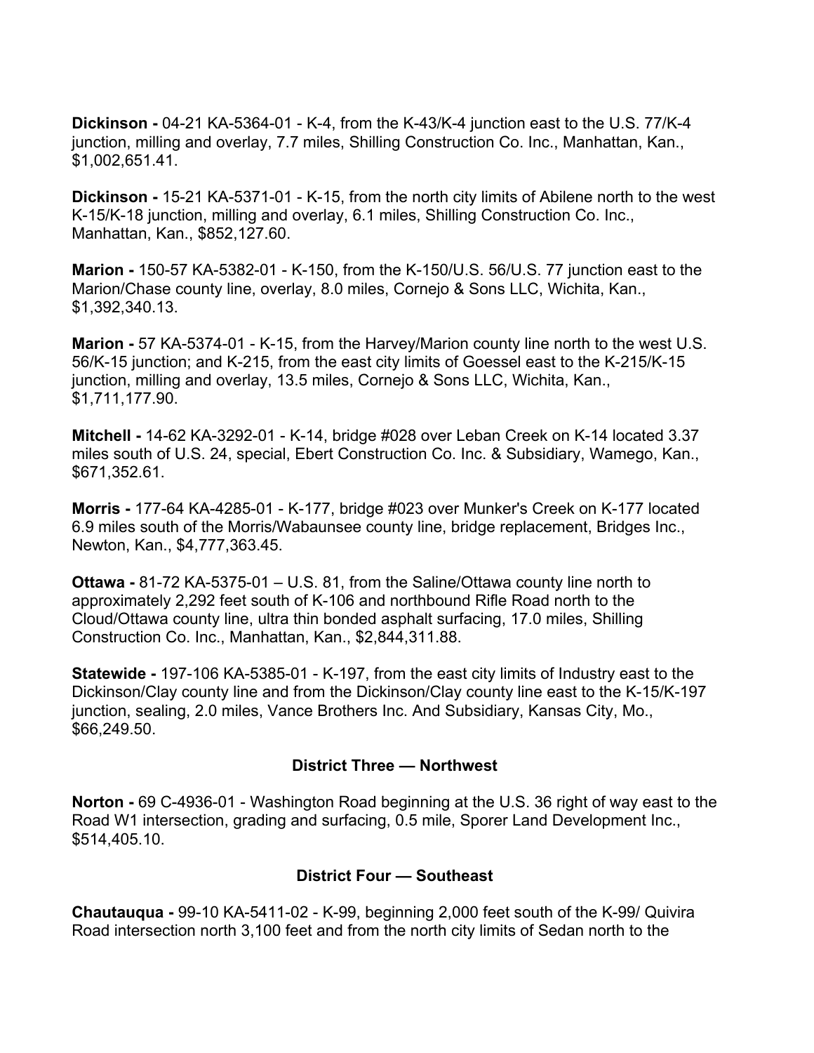**Dickinson -** 04-21 KA-5364-01 - K-4, from the K-43/K-4 junction east to the U.S. 77/K-4 junction, milling and overlay, 7.7 miles, Shilling Construction Co. Inc., Manhattan, Kan., $1,002,651.41.

**Dickinson -** 15-21 KA-5371-01 - K-15, from the north city limits of Abilene north to the west K-15/K-18 junction, milling and overlay, 6.1 miles, Shilling Construction Co. Inc., Manhattan, Kan., $852,127.60.

**Marion -** 150-57 KA-5382-01 - K-150, from the K-150/U.S. 56/U.S. 77 junction east to the Marion/Chase county line, overlay, 8.0 miles, Cornejo & Sons LLC, Wichita, Kan., $1,392,340.13.

**Marion -** 57 KA-5374-01 - K-15, from the Harvey/Marion county line north to the west U.S. 56/K-15 junction; and K-215, from the east city limits of Goessel east to the K-215/K-15 junction, milling and overlay, 13.5 miles, Cornejo & Sons LLC, Wichita, Kan., $1,711,177.90.

**Mitchell -** 14-62 KA-3292-01 - K-14, bridge #028 over Leban Creek on K-14 located 3.37 miles south of U.S. 24, special, Ebert Construction Co. Inc. & Subsidiary, Wamego, Kan., $671,352.61.

**Morris -** 177-64 KA-4285-01 - K-177, bridge #023 over Munker's Creek on K-177 located 6.9 miles south of the Morris/Wabaunsee county line, bridge replacement, Bridges Inc., Newton, Kan., $4,777,363.45.

**Ottawa -** 81-72 KA-5375-01 – U.S. 81, from the Saline/Ottawa county line north to approximately 2,292 feet south of K-106 and northbound Rifle Road north to the Cloud/Ottawa county line, ultra thin bonded asphalt surfacing, 17.0 miles, Shilling Construction Co. Inc., Manhattan, Kan., $2,844,311.88.

**Statewide -** 197-106 KA-5385-01 - K-197, from the east city limits of Industry east to the Dickinson/Clay county line and from the Dickinson/Clay county line east to the K-15/K-197 junction, sealing, 2.0 miles, Vance Brothers Inc. And Subsidiary, Kansas City, Mo., $66,249.50.

### District Three — Northwest

**Norton -** 69 C-4936-01 - Washington Road beginning at the U.S. 36 right of way east to the Road W1 intersection, grading and surfacing, 0.5 mile, Sporer Land Development Inc., $514,405.10.

### District Four — Southeast

**Chautauqua -** 99-10 KA-5411-02 - K-99, beginning 2,000 feet south of the K-99/ Quivira Road intersection north 3,100 feet and from the north city limits of Sedan north to the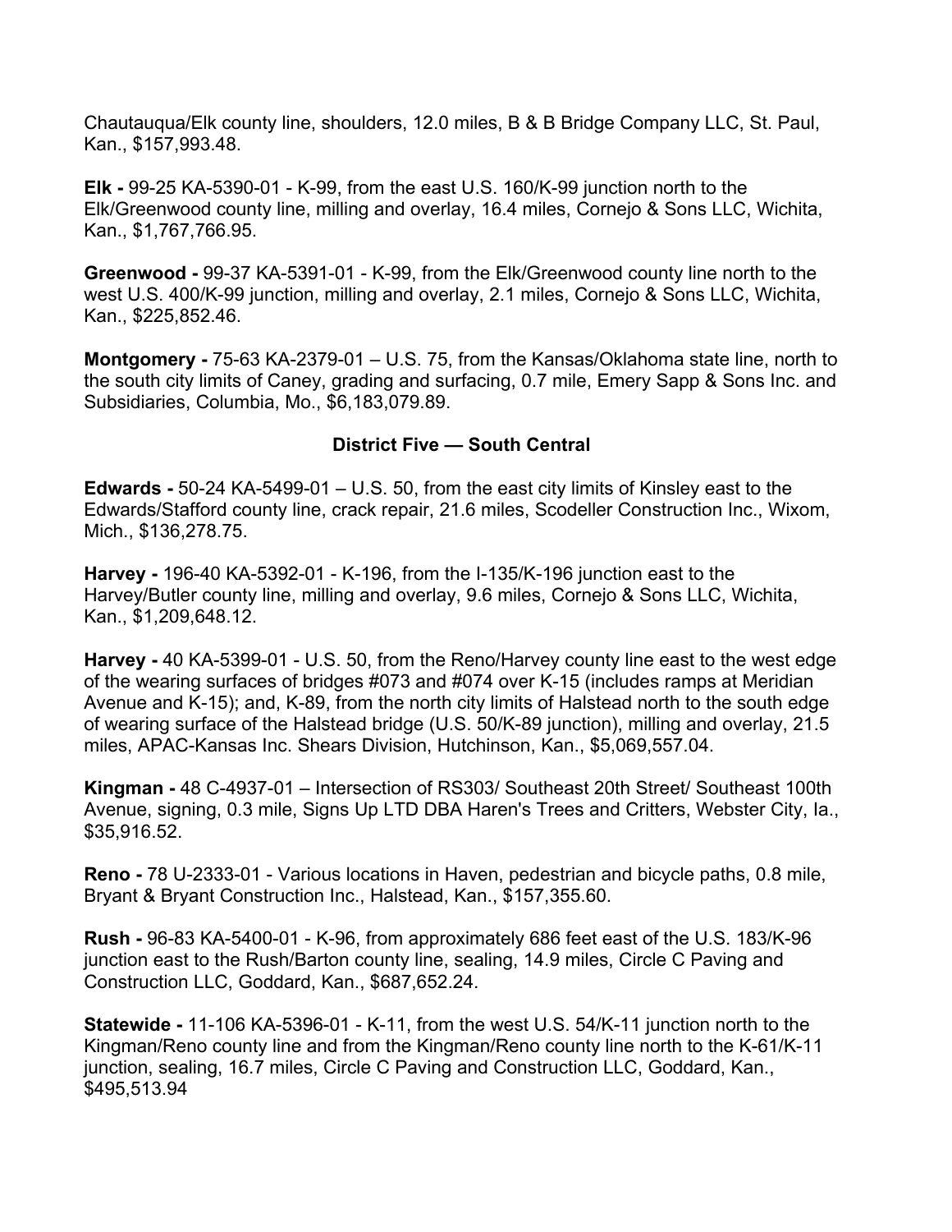Chautauqua/Elk county line, shoulders, 12.0 miles, B & B Bridge Company LLC, St. Paul, Kan., $157,993.48.

**Elk -** 99-25 KA-5390-01 - K-99, from the east U.S. 160/K-99 junction north to the Elk/Greenwood county line, milling and overlay, 16.4 miles, Cornejo & Sons LLC, Wichita, Kan., $1,767,766.95.

**Greenwood -** 99-37 KA-5391-01 - K-99, from the Elk/Greenwood county line north to the west U.S. 400/K-99 junction, milling and overlay, 2.1 miles, Cornejo & Sons LLC, Wichita, Kan., $225,852.46.

**Montgomery -** 75-63 KA-2379-01 – U.S. 75, from the Kansas/Oklahoma state line, north to the south city limits of Caney, grading and surfacing, 0.7 mile, Emery Sapp & Sons Inc. and Subsidiaries, Columbia, Mo., $6,183,079.89.

**District Five — South Central**

**Edwards -** 50-24 KA-5499-01 – U.S. 50, from the east city limits of Kinsley east to the Edwards/Stafford county line, crack repair, 21.6 miles, Scodeller Construction Inc., Wixom, Mich., $136,278.75.

**Harvey -** 196-40 KA-5392-01 - K-196, from the I-135/K-196 junction east to the Harvey/Butler county line, milling and overlay, 9.6 miles, Cornejo & Sons LLC, Wichita, Kan., $1,209,648.12.

**Harvey -** 40 KA-5399-01 - U.S. 50, from the Reno/Harvey county line east to the west edge of the wearing surfaces of bridges #073 and #074 over K-15 (includes ramps at Meridian Avenue and K-15); and, K-89, from the north city limits of Halstead north to the south edge of wearing surface of the Halstead bridge (U.S. 50/K-89 junction), milling and overlay, 21.5 miles, APAC-Kansas Inc. Shears Division, Hutchinson, Kan., $5,069,557.04.

**Kingman -** 48 C-4937-01 – Intersection of RS303/ Southeast 20th Street/ Southeast 100th Avenue, signing, 0.3 mile, Signs Up LTD DBA Haren's Trees and Critters, Webster City, Ia., $35,916.52.

**Reno -** 78 U-2333-01 - Various locations in Haven, pedestrian and bicycle paths, 0.8 mile, Bryant & Bryant Construction Inc., Halstead, Kan., $157,355.60.

**Rush -** 96-83 KA-5400-01 - K-96, from approximately 686 feet east of the U.S. 183/K-96 junction east to the Rush/Barton county line, sealing, 14.9 miles, Circle C Paving and Construction LLC, Goddard, Kan., $687,652.24.

**Statewide -** 11-106 KA-5396-01 - K-11, from the west U.S. 54/K-11 junction north to the Kingman/Reno county line and from the Kingman/Reno county line north to the K-61/K-11 junction, sealing, 16.7 miles, Circle C Paving and Construction LLC, Goddard, Kan., $495,513.94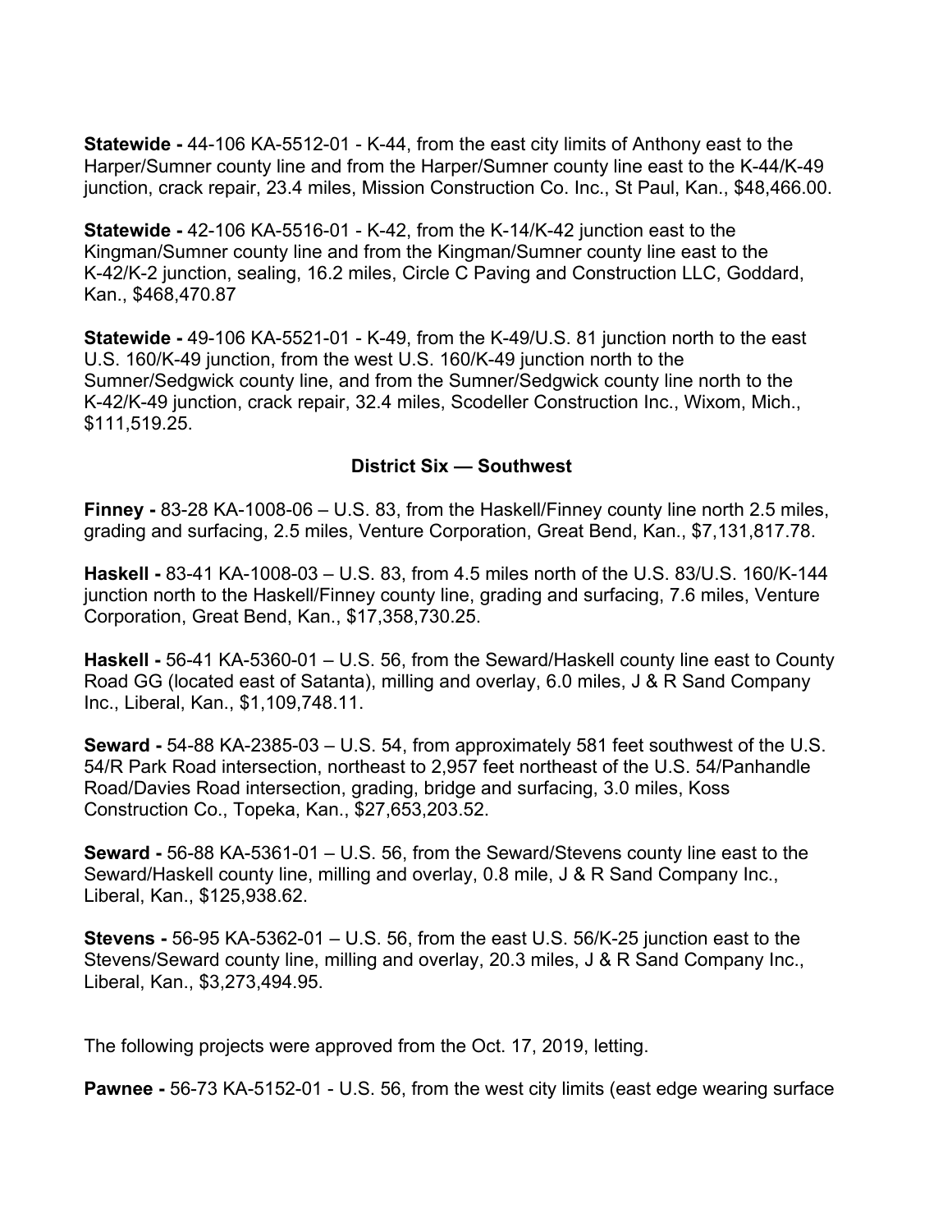**Statewide -** 44-106 KA-5512-01 - K-44, from the east city limits of Anthony east to the Harper/Sumner county line and from the Harper/Sumner county line east to the K-44/K-49 junction, crack repair, 23.4 miles, Mission Construction Co. Inc., St Paul, Kan., $48,466.00.

**Statewide -** 42-106 KA-5516-01 - K-42, from the K-14/K-42 junction east to the Kingman/Sumner county line and from the Kingman/Sumner county line east to the K-42/K-2 junction, sealing, 16.2 miles, Circle C Paving and Construction LLC, Goddard, Kan., $468,470.87

**Statewide -** 49-106 KA-5521-01 - K-49, from the K-49/U.S. 81 junction north to the east U.S. 160/K-49 junction, from the west U.S. 160/K-49 junction north to the Sumner/Sedgwick county line, and from the Sumner/Sedgwick county line north to the K-42/K-49 junction, crack repair, 32.4 miles, Scodeller Construction Inc., Wixom, Mich., $111,519.25.

**District Six — Southwest**

**Finney -** 83-28 KA-1008-06 – U.S. 83, from the Haskell/Finney county line north 2.5 miles, grading and surfacing, 2.5 miles, Venture Corporation, Great Bend, Kan., $7,131,817.78.

**Haskell -** 83-41 KA-1008-03 – U.S. 83, from 4.5 miles north of the U.S. 83/U.S. 160/K-144 junction north to the Haskell/Finney county line, grading and surfacing, 7.6 miles, Venture Corporation, Great Bend, Kan., $17,358,730.25.

**Haskell -** 56-41 KA-5360-01 – U.S. 56, from the Seward/Haskell county line east to County Road GG (located east of Satanta), milling and overlay, 6.0 miles, J & R Sand Company Inc., Liberal, Kan., $1,109,748.11.

**Seward -** 54-88 KA-2385-03 – U.S. 54, from approximately 581 feet southwest of the U.S. 54/R Park Road intersection, northeast to 2,957 feet northeast of the U.S. 54/Panhandle Road/Davies Road intersection, grading, bridge and surfacing, 3.0 miles, Koss Construction Co., Topeka, Kan., $27,653,203.52.

**Seward -** 56-88 KA-5361-01 – U.S. 56, from the Seward/Stevens county line east to the Seward/Haskell county line, milling and overlay, 0.8 mile, J & R Sand Company Inc., Liberal, Kan., $125,938.62.

**Stevens -** 56-95 KA-5362-01 – U.S. 56, from the east U.S. 56/K-25 junction east to the Stevens/Seward county line, milling and overlay, 20.3 miles, J & R Sand Company Inc., Liberal, Kan., $3,273,494.95.

The following projects were approved from the Oct. 17, 2019, letting.

**Pawnee -** 56-73 KA-5152-01 - U.S. 56, from the west city limits (east edge wearing surface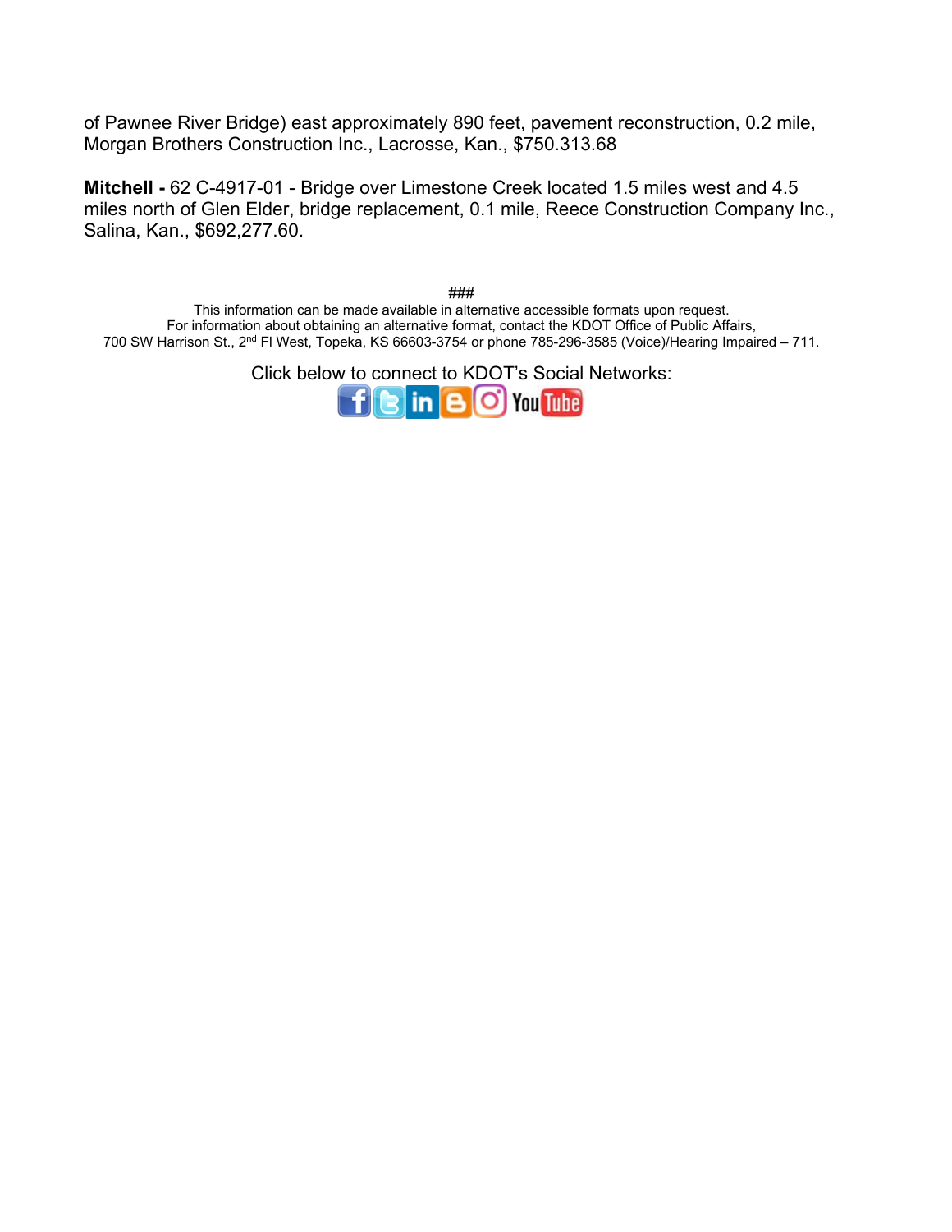of Pawnee River Bridge) east approximately 890 feet, pavement reconstruction, 0.2 mile, Morgan Brothers Construction Inc., Lacrosse, Kan., $750.313.68

**Mitchell -** 62 C-4917-01 - Bridge over Limestone Creek located 1.5 miles west and 4.5 miles north of Glen Elder, bridge replacement, 0.1 mile, Reece Construction Company Inc., Salina, Kan., $692,277.60.

###

This information can be made available in alternative accessible formats upon request.
For information about obtaining an alternative format, contact the KDOT Office of Public Affairs,
700 SW Harrison St., 2nd Fl West, Topeka, KS 66603-3754 or phone 785-296-3585 (Voice)/Hearing Impaired – 711.

Click below to connect to KDOT's Social Networks: